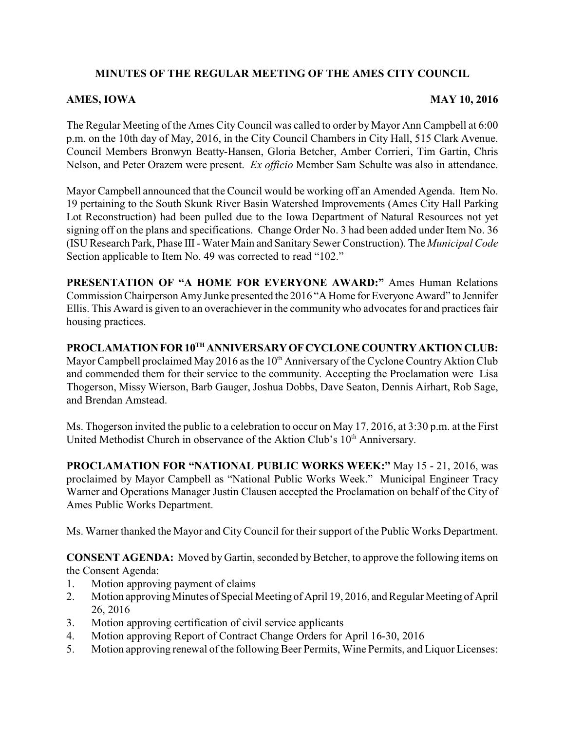## MINUTES OF THE REGULAR MEETING OF THE AMES CITY COUNCIL

**AMES, IOWA** **MAY 10, 2016**

The Regular Meeting of the Ames City Council was called to order by Mayor Ann Campbell at 6:00 p.m. on the 10th day of May, 2016, in the City Council Chambers in City Hall, 515 Clark Avenue. Council Members Bronwyn Beatty-Hansen, Gloria Betcher, Amber Corrieri, Tim Gartin, Chris Nelson, and Peter Orazem were present. *Ex officio* Member Sam Schulte was also in attendance.

Mayor Campbell announced that the Council would be working off an Amended Agenda. Item No. 19 pertaining to the South Skunk River Basin Watershed Improvements (Ames City Hall Parking Lot Reconstruction) had been pulled due to the Iowa Department of Natural Resources not yet signing off on the plans and specifications. Change Order No. 3 had been added under Item No. 36 (ISU Research Park, Phase III - Water Main and Sanitary Sewer Construction). The *Municipal Code* Section applicable to Item No. 49 was corrected to read "102."

**PRESENTATION OF "A HOME FOR EVERYONE AWARD:"** Ames Human Relations Commission Chairperson Amy Junke presented the 2016 "A Home for Everyone Award" to Jennifer Ellis. This Award is given to an overachiever in the community who advocates for and practices fair housing practices.

**PROCLAMATION FOR 10TH ANNIVERSARY OF CYCLONE COUNTRY AKTION CLUB:** Mayor Campbell proclaimed May 2016 as the 10th Anniversary of the Cyclone Country Aktion Club and commended them for their service to the community. Accepting the Proclamation were Lisa Thogerson, Missy Wierson, Barb Gauger, Joshua Dobbs, Dave Seaton, Dennis Airhart, Rob Sage, and Brendan Amstead.

Ms. Thogerson invited the public to a celebration to occur on May 17, 2016, at 3:30 p.m. at the First United Methodist Church in observance of the Aktion Club's 10th Anniversary.

**PROCLAMATION FOR "NATIONAL PUBLIC WORKS WEEK:"** May 15 - 21, 2016, was proclaimed by Mayor Campbell as "National Public Works Week." Municipal Engineer Tracy Warner and Operations Manager Justin Clausen accepted the Proclamation on behalf of the City of Ames Public Works Department.

Ms. Warner thanked the Mayor and City Council for their support of the Public Works Department.

**CONSENT AGENDA:** Moved by Gartin, seconded by Betcher, to approve the following items on the Consent Agenda:

1. Motion approving payment of claims
2. Motion approving Minutes of Special Meeting of April 19, 2016, and Regular Meeting of April 26, 2016
3. Motion approving certification of civil service applicants
4. Motion approving Report of Contract Change Orders for April 16-30, 2016
5. Motion approving renewal of the following Beer Permits, Wine Permits, and Liquor Licenses: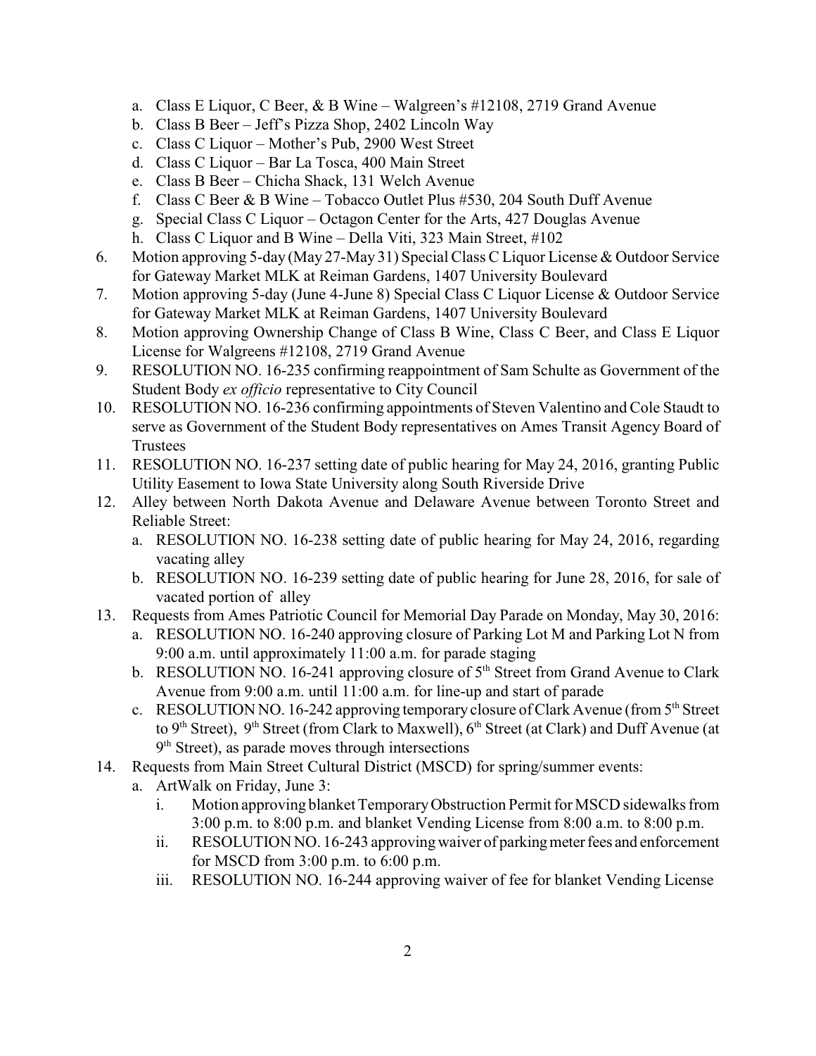a. Class E Liquor, C Beer, & B Wine – Walgreen's #12108, 2719 Grand Avenue
   b. Class B Beer – Jeff's Pizza Shop, 2402 Lincoln Way
   c. Class C Liquor – Mother's Pub, 2900 West Street
   d. Class C Liquor – Bar La Tosca, 400 Main Street
   e. Class B Beer – Chicha Shack, 131 Welch Avenue
   f. Class C Beer & B Wine – Tobacco Outlet Plus #530, 204 South Duff Avenue
   g. Special Class C Liquor – Octagon Center for the Arts, 427 Douglas Avenue
   h. Class C Liquor and B Wine – Della Viti, 323 Main Street, #102

6. Motion approving 5-day (May 27-May 31) Special Class C Liquor License & Outdoor Service for Gateway Market MLK at Reiman Gardens, 1407 University Boulevard
7. Motion approving 5-day (June 4-June 8) Special Class C Liquor License & Outdoor Service for Gateway Market MLK at Reiman Gardens, 1407 University Boulevard
8. Motion approving Ownership Change of Class B Wine, Class C Beer, and Class E Liquor License for Walgreens #12108, 2719 Grand Avenue
9. RESOLUTION NO. 16-235 confirming reappointment of Sam Schulte as Government of the Student Body *ex officio* representative to City Council
10. RESOLUTION NO. 16-236 confirming appointments of Steven Valentino and Cole Staudt to serve as Government of the Student Body representatives on Ames Transit Agency Board of Trustees
11. RESOLUTION NO. 16-237 setting date of public hearing for May 24, 2016, granting Public Utility Easement to Iowa State University along South Riverside Drive
12. Alley between North Dakota Avenue and Delaware Avenue between Toronto Street and Reliable Street:
    a. RESOLUTION NO. 16-238 setting date of public hearing for May 24, 2016, regarding vacating alley
    b. RESOLUTION NO. 16-239 setting date of public hearing for June 28, 2016, for sale of vacated portion of alley
13. Requests from Ames Patriotic Council for Memorial Day Parade on Monday, May 30, 2016:
    a. RESOLUTION NO. 16-240 approving closure of Parking Lot M and Parking Lot N from 9:00 a.m. until approximately 11:00 a.m. for parade staging
    b. RESOLUTION NO. 16-241 approving closure of 5th Street from Grand Avenue to Clark Avenue from 9:00 a.m. until 11:00 a.m. for line-up and start of parade
    c. RESOLUTION NO. 16-242 approving temporary closure of Clark Avenue (from 5th Street to 9th Street), 9th Street (from Clark to Maxwell), 6th Street (at Clark) and Duff Avenue (at 9th Street), as parade moves through intersections
14. Requests from Main Street Cultural District (MSCD) for spring/summer events:
    a. ArtWalk on Friday, June 3:
       i. Motion approving blanket Temporary Obstruction Permit for MSCD sidewalks from 3:00 p.m. to 8:00 p.m. and blanket Vending License from 8:00 a.m. to 8:00 p.m.
       ii. RESOLUTION NO. 16-243 approving waiver of parking meter fees and enforcement for MSCD from 3:00 p.m. to 6:00 p.m.
       iii. RESOLUTION NO. 16-244 approving waiver of fee for blanket Vending License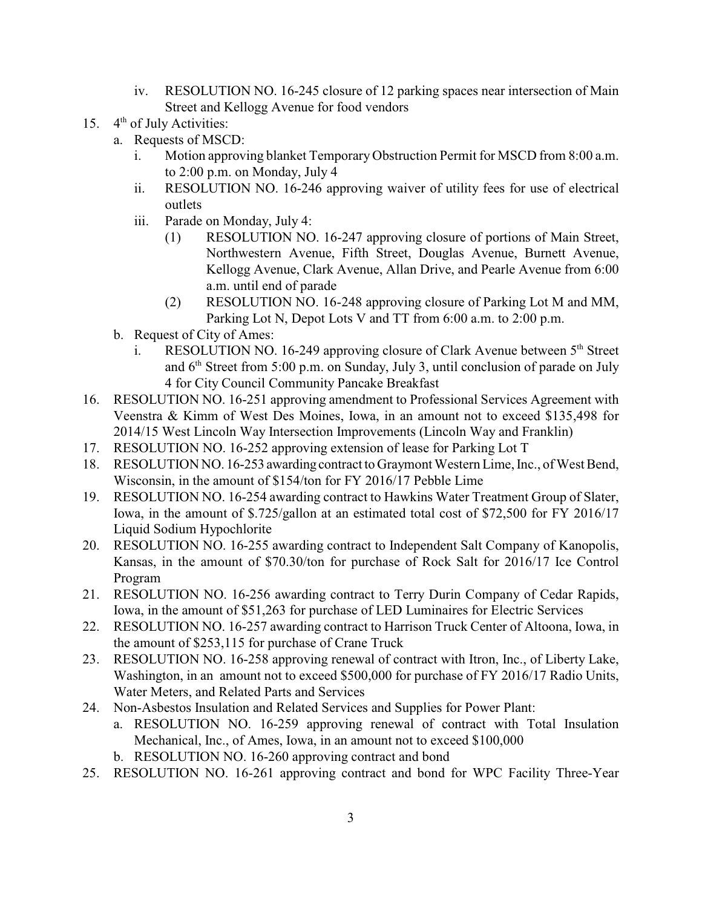iv. RESOLUTION NO. 16-245 closure of 12 parking spaces near intersection of Main Street and Kellogg Avenue for food vendors

15. 4th of July Activities:
   a. Requests of MSCD:
      i. Motion approving blanket Temporary Obstruction Permit for MSCD from 8:00 a.m. to 2:00 p.m. on Monday, July 4
      ii. RESOLUTION NO. 16-246 approving waiver of utility fees for use of electrical outlets
      iii. Parade on Monday, July 4:
         (1) RESOLUTION NO. 16-247 approving closure of portions of Main Street, Northwestern Avenue, Fifth Street, Douglas Avenue, Burnett Avenue, Kellogg Avenue, Clark Avenue, Allan Drive, and Pearle Avenue from 6:00 a.m. until end of parade
         (2) RESOLUTION NO. 16-248 approving closure of Parking Lot M and MM, Parking Lot N, Depot Lots V and TT from 6:00 a.m. to 2:00 p.m.
   b. Request of City of Ames:
      i. RESOLUTION NO. 16-249 approving closure of Clark Avenue between 5th Street and 6th Street from 5:00 p.m. on Sunday, July 3, until conclusion of parade on July 4 for City Council Community Pancake Breakfast

16. RESOLUTION NO. 16-251 approving amendment to Professional Services Agreement with Veenstra & Kimm of West Des Moines, Iowa, in an amount not to exceed $135,498 for 2014/15 West Lincoln Way Intersection Improvements (Lincoln Way and Franklin)
17. RESOLUTION NO. 16-252 approving extension of lease for Parking Lot T
18. RESOLUTION NO. 16-253 awarding contract to Graymont Western Lime, Inc., of West Bend, Wisconsin, in the amount of $154/ton for FY 2016/17 Pebble Lime
19. RESOLUTION NO. 16-254 awarding contract to Hawkins Water Treatment Group of Slater, Iowa, in the amount of $.725/gallon at an estimated total cost of $72,500 for FY 2016/17 Liquid Sodium Hypochlorite
20. RESOLUTION NO. 16-255 awarding contract to Independent Salt Company of Kanopolis, Kansas, in the amount of $70.30/ton for purchase of Rock Salt for 2016/17 Ice Control Program
21. RESOLUTION NO. 16-256 awarding contract to Terry Durin Company of Cedar Rapids, Iowa, in the amount of $51,263 for purchase of LED Luminaires for Electric Services
22. RESOLUTION NO. 16-257 awarding contract to Harrison Truck Center of Altoona, Iowa, in the amount of $253,115 for purchase of Crane Truck
23. RESOLUTION NO. 16-258 approving renewal of contract with Itron, Inc., of Liberty Lake, Washington, in an amount not to exceed $500,000 for purchase of FY 2016/17 Radio Units, Water Meters, and Related Parts and Services
24. Non-Asbestos Insulation and Related Services and Supplies for Power Plant:
   a. RESOLUTION NO. 16-259 approving renewal of contract with Total Insulation Mechanical, Inc., of Ames, Iowa, in an amount not to exceed $100,000
   b. RESOLUTION NO. 16-260 approving contract and bond
25. RESOLUTION NO. 16-261 approving contract and bond for WPC Facility Three-Year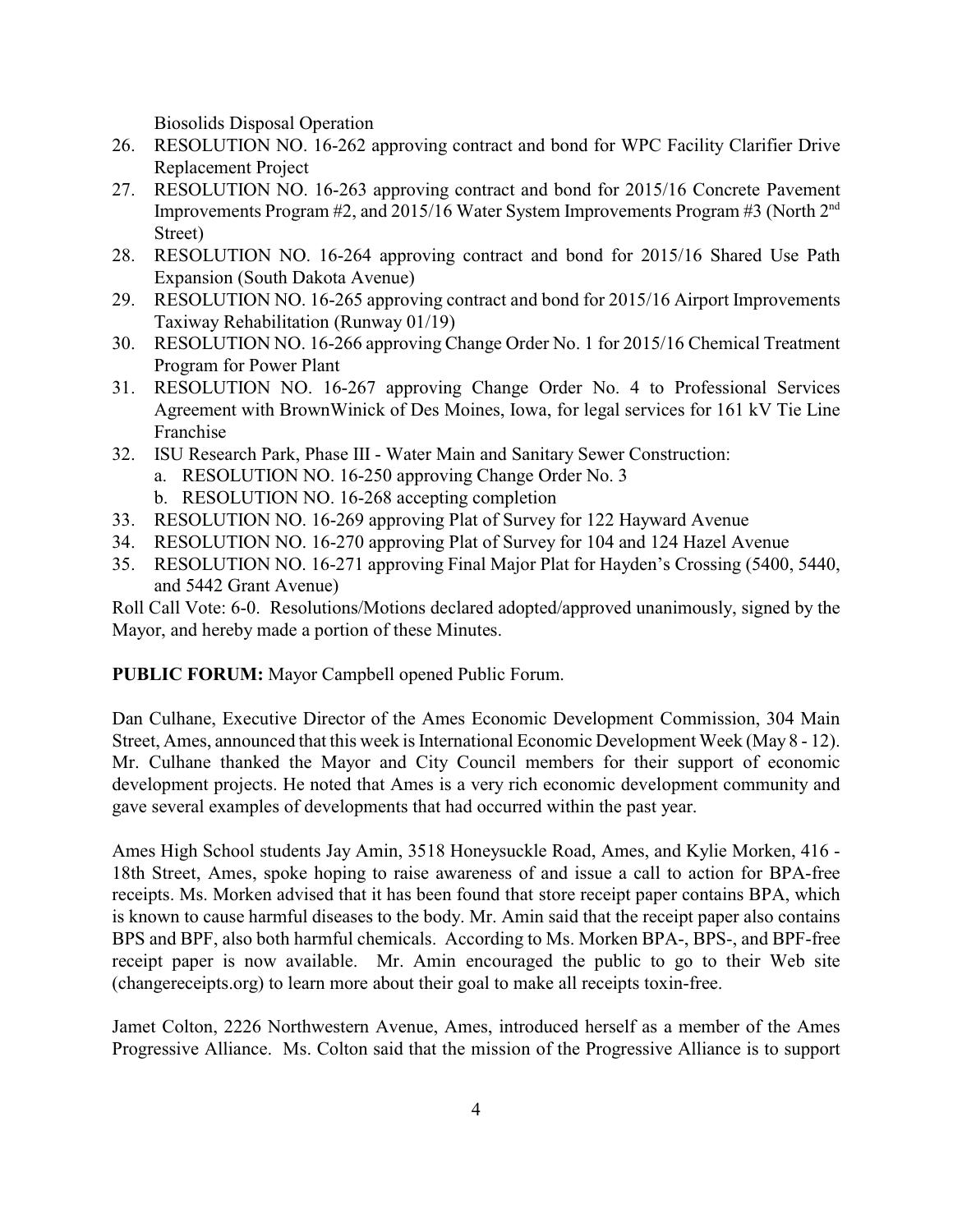Biosolids Disposal Operation

26. RESOLUTION NO. 16-262 approving contract and bond for WPC Facility Clarifier Drive Replacement Project
27. RESOLUTION NO. 16-263 approving contract and bond for 2015/16 Concrete Pavement Improvements Program #2, and 2015/16 Water System Improvements Program #3 (North 2nd Street)
28. RESOLUTION NO. 16-264 approving contract and bond for 2015/16 Shared Use Path Expansion (South Dakota Avenue)
29. RESOLUTION NO. 16-265 approving contract and bond for 2015/16 Airport Improvements Taxiway Rehabilitation (Runway 01/19)
30. RESOLUTION NO. 16-266 approving Change Order No. 1 for 2015/16 Chemical Treatment Program for Power Plant
31. RESOLUTION NO. 16-267 approving Change Order No. 4 to Professional Services Agreement with BrownWinick of Des Moines, Iowa, for legal services for 161 kV Tie Line Franchise
32. ISU Research Park, Phase III - Water Main and Sanitary Sewer Construction:
    a. RESOLUTION NO. 16-250 approving Change Order No. 3
    b. RESOLUTION NO. 16-268 accepting completion
33. RESOLUTION NO. 16-269 approving Plat of Survey for 122 Hayward Avenue
34. RESOLUTION NO. 16-270 approving Plat of Survey for 104 and 124 Hazel Avenue
35. RESOLUTION NO. 16-271 approving Final Major Plat for Hayden's Crossing (5400, 5440, and 5442 Grant Avenue)

Roll Call Vote: 6-0. Resolutions/Motions declared adopted/approved unanimously, signed by the Mayor, and hereby made a portion of these Minutes.

**PUBLIC FORUM:** Mayor Campbell opened Public Forum.

Dan Culhane, Executive Director of the Ames Economic Development Commission, 304 Main Street, Ames, announced that this week is International Economic Development Week (May 8 - 12). Mr. Culhane thanked the Mayor and City Council members for their support of economic development projects. He noted that Ames is a very rich economic development community and gave several examples of developments that had occurred within the past year.

Ames High School students Jay Amin, 3518 Honeysuckle Road, Ames, and Kylie Morken, 416 - 18th Street, Ames, spoke hoping to raise awareness of and issue a call to action for BPA-free receipts. Ms. Morken advised that it has been found that store receipt paper contains BPA, which is known to cause harmful diseases to the body. Mr. Amin said that the receipt paper also contains BPS and BPF, also both harmful chemicals. According to Ms. Morken BPA-, BPS-, and BPF-free receipt paper is now available. Mr. Amin encouraged the public to go to their Web site (changereceipts.org) to learn more about their goal to make all receipts toxin-free.

Jamet Colton, 2226 Northwestern Avenue, Ames, introduced herself as a member of the Ames Progressive Alliance. Ms. Colton said that the mission of the Progressive Alliance is to support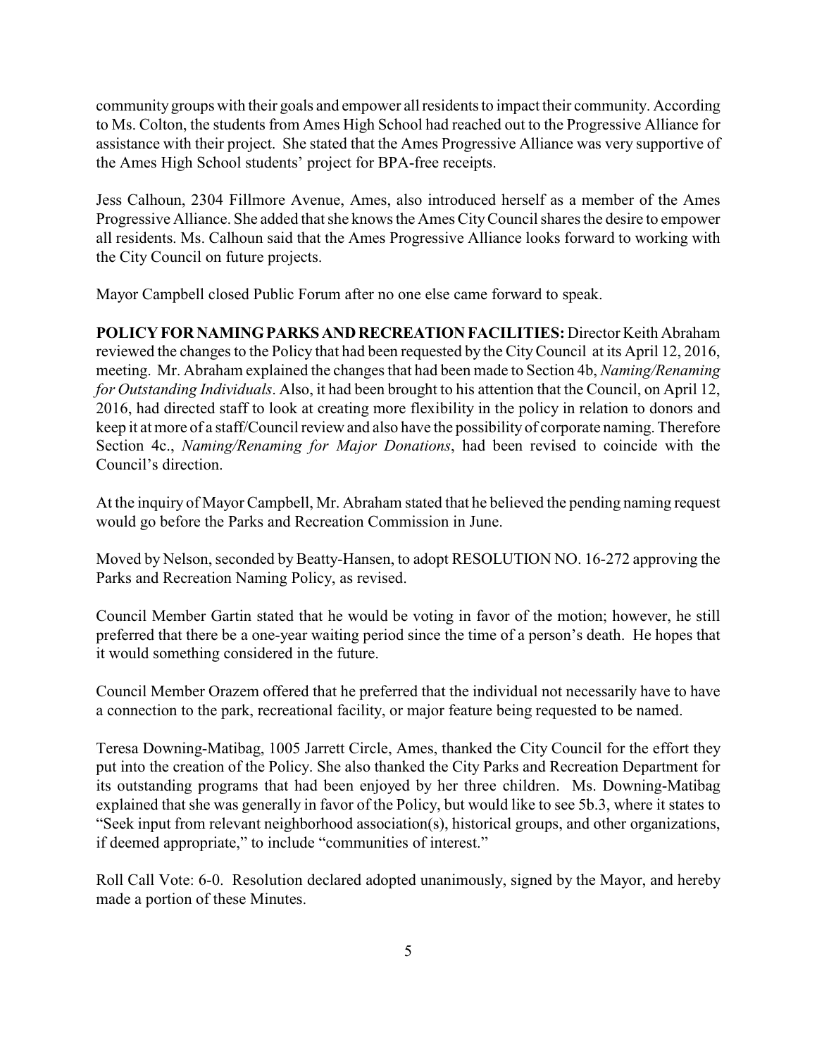community groups with their goals and empower all residents to impact their community. According to Ms. Colton, the students from Ames High School had reached out to the Progressive Alliance for assistance with their project. She stated that the Ames Progressive Alliance was very supportive of the Ames High School students' project for BPA-free receipts.

Jess Calhoun, 2304 Fillmore Avenue, Ames, also introduced herself as a member of the Ames Progressive Alliance. She added that she knows the Ames City Council shares the desire to empower all residents. Ms. Calhoun said that the Ames Progressive Alliance looks forward to working with the City Council on future projects.

Mayor Campbell closed Public Forum after no one else came forward to speak.

**POLICY FOR NAMING PARKS AND RECREATION FACILITIES:** Director Keith Abraham reviewed the changes to the Policy that had been requested by the City Council at its April 12, 2016, meeting. Mr. Abraham explained the changes that had been made to Section 4b, *Naming/Renaming for Outstanding Individuals*. Also, it had been brought to his attention that the Council, on April 12, 2016, had directed staff to look at creating more flexibility in the policy in relation to donors and keep it at more of a staff/Council review and also have the possibility of corporate naming. Therefore Section 4c., *Naming/Renaming for Major Donations*, had been revised to coincide with the Council's direction.

At the inquiry of Mayor Campbell, Mr. Abraham stated that he believed the pending naming request would go before the Parks and Recreation Commission in June.

Moved by Nelson, seconded by Beatty-Hansen, to adopt RESOLUTION NO. 16-272 approving the Parks and Recreation Naming Policy, as revised.

Council Member Gartin stated that he would be voting in favor of the motion; however, he still preferred that there be a one-year waiting period since the time of a person's death. He hopes that it would something considered in the future.

Council Member Orazem offered that he preferred that the individual not necessarily have to have a connection to the park, recreational facility, or major feature being requested to be named.

Teresa Downing-Matibag, 1005 Jarrett Circle, Ames, thanked the City Council for the effort they put into the creation of the Policy. She also thanked the City Parks and Recreation Department for its outstanding programs that had been enjoyed by her three children. Ms. Downing-Matibag explained that she was generally in favor of the Policy, but would like to see 5b.3, where it states to "Seek input from relevant neighborhood association(s), historical groups, and other organizations, if deemed appropriate," to include "communities of interest."

Roll Call Vote: 6-0. Resolution declared adopted unanimously, signed by the Mayor, and hereby made a portion of these Minutes.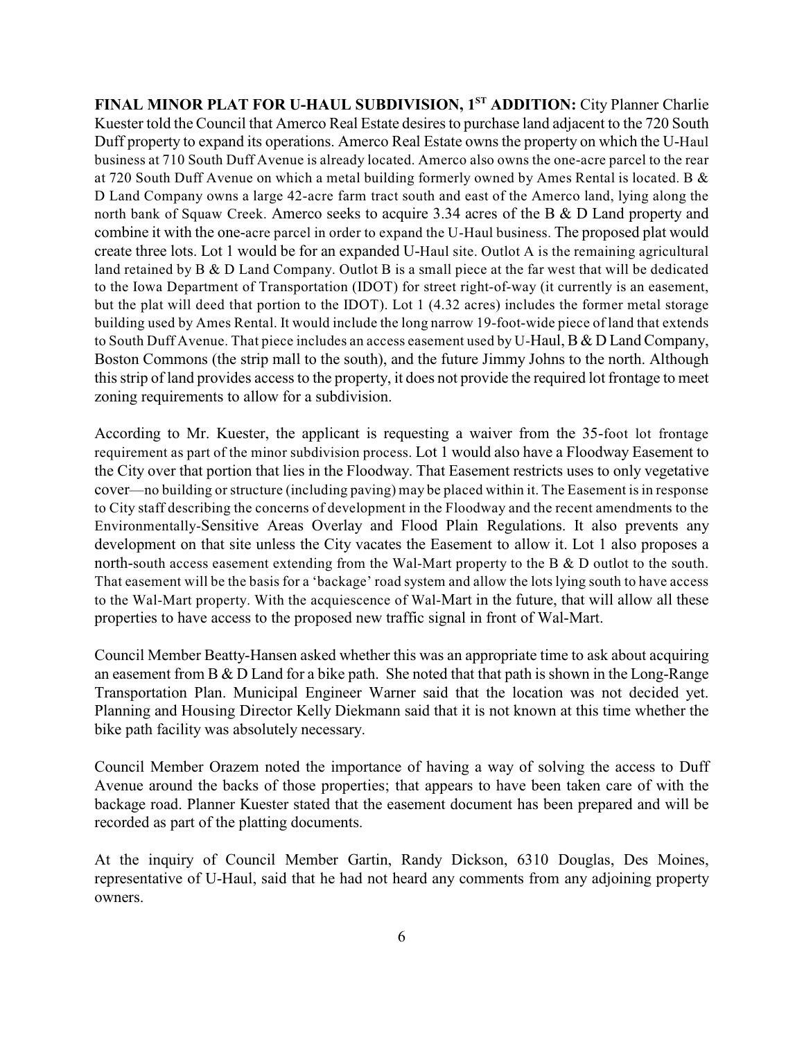**FINAL MINOR PLAT FOR U-HAUL SUBDIVISION, 1ST ADDITION:** City Planner Charlie Kuester told the Council that Amerco Real Estate desires to purchase land adjacent to the 720 South Duff property to expand its operations. Amerco Real Estate owns the property on which the U-Haul business at 710 South Duff Avenue is already located. Amerco also owns the one-acre parcel to the rear at 720 South Duff Avenue on which a metal building formerly owned by Ames Rental is located. B & D Land Company owns a large 42-acre farm tract south and east of the Amerco land, lying along the north bank of Squaw Creek. Amerco seeks to acquire 3.34 acres of the B & D Land property and combine it with the one-acre parcel in order to expand the U-Haul business. The proposed plat would create three lots. Lot 1 would be for an expanded U-Haul site. Outlot A is the remaining agricultural land retained by B & D Land Company. Outlot B is a small piece at the far west that will be dedicated to the Iowa Department of Transportation (IDOT) for street right-of-way (it currently is an easement, but the plat will deed that portion to the IDOT). Lot 1 (4.32 acres) includes the former metal storage building used by Ames Rental. It would include the long narrow 19-foot-wide piece of land that extends to South Duff Avenue. That piece includes an access easement used by U-Haul, B & D Land Company, Boston Commons (the strip mall to the south), and the future Jimmy Johns to the north. Although this strip of land provides access to the property, it does not provide the required lot frontage to meet zoning requirements to allow for a subdivision.

According to Mr. Kuester, the applicant is requesting a waiver from the 35-foot lot frontage requirement as part of the minor subdivision process. Lot 1 would also have a Floodway Easement to the City over that portion that lies in the Floodway. That Easement restricts uses to only vegetative cover—no building or structure (including paving) may be placed within it. The Easement is in response to City staff describing the concerns of development in the Floodway and the recent amendments to the Environmentally-Sensitive Areas Overlay and Flood Plain Regulations. It also prevents any development on that site unless the City vacates the Easement to allow it. Lot 1 also proposes a north-south access easement extending from the Wal-Mart property to the B & D outlot to the south. That easement will be the basis for a 'backage' road system and allow the lots lying south to have access to the Wal-Mart property. With the acquiescence of Wal-Mart in the future, that will allow all these properties to have access to the proposed new traffic signal in front of Wal-Mart.

Council Member Beatty-Hansen asked whether this was an appropriate time to ask about acquiring an easement from B & D Land for a bike path. She noted that that path is shown in the Long-Range Transportation Plan. Municipal Engineer Warner said that the location was not decided yet. Planning and Housing Director Kelly Diekmann said that it is not known at this time whether the bike path facility was absolutely necessary.

Council Member Orazem noted the importance of having a way of solving the access to Duff Avenue around the backs of those properties; that appears to have been taken care of with the backage road. Planner Kuester stated that the easement document has been prepared and will be recorded as part of the platting documents.

At the inquiry of Council Member Gartin, Randy Dickson, 6310 Douglas, Des Moines, representative of U-Haul, said that he had not heard any comments from any adjoining property owners.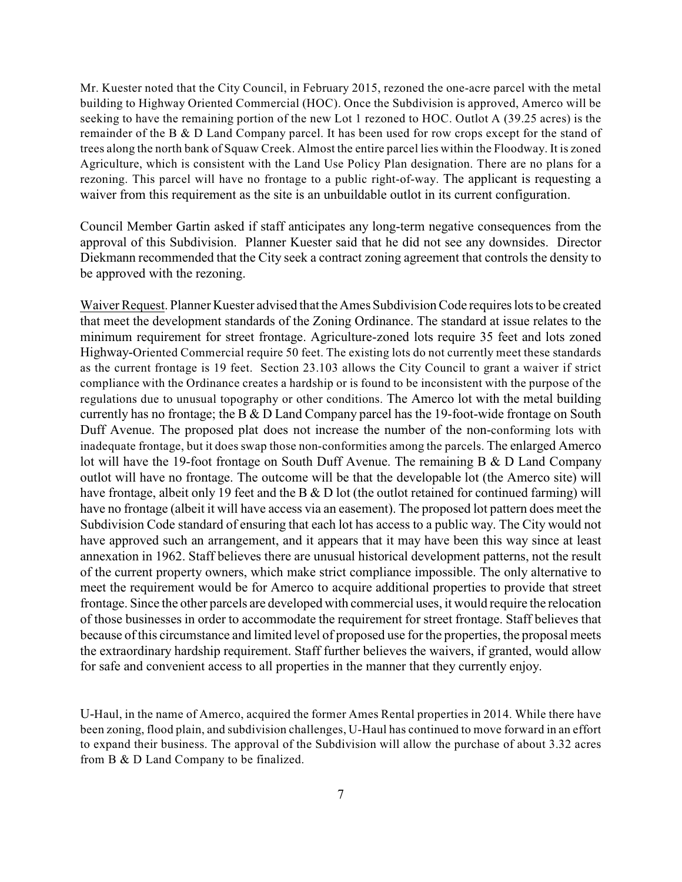Mr. Kuester noted that the City Council, in February 2015, rezoned the one-acre parcel with the metal building to Highway Oriented Commercial (HOC). Once the Subdivision is approved, Amerco will be seeking to have the remaining portion of the new Lot 1 rezoned to HOC. Outlot A (39.25 acres) is the remainder of the B & D Land Company parcel. It has been used for row crops except for the stand of trees along the north bank of Squaw Creek. Almost the entire parcel lies within the Floodway. It is zoned Agriculture, which is consistent with the Land Use Policy Plan designation. There are no plans for a rezoning. This parcel will have no frontage to a public right-of-way. The applicant is requesting a waiver from this requirement as the site is an unbuildable outlot in its current configuration.

Council Member Gartin asked if staff anticipates any long-term negative consequences from the approval of this Subdivision. Planner Kuester said that he did not see any downsides. Director Diekmann recommended that the City seek a contract zoning agreement that controls the density to be approved with the rezoning.

Waiver Request. Planner Kuester advised that the Ames Subdivision Code requires lots to be created that meet the development standards of the Zoning Ordinance. The standard at issue relates to the minimum requirement for street frontage. Agriculture-zoned lots require 35 feet and lots zoned Highway-Oriented Commercial require 50 feet. The existing lots do not currently meet these standards as the current frontage is 19 feet. Section 23.103 allows the City Council to grant a waiver if strict compliance with the Ordinance creates a hardship or is found to be inconsistent with the purpose of the regulations due to unusual topography or other conditions. The Amerco lot with the metal building currently has no frontage; the B & D Land Company parcel has the 19-foot-wide frontage on South Duff Avenue. The proposed plat does not increase the number of the non-conforming lots with inadequate frontage, but it does swap those non-conformities among the parcels. The enlarged Amerco lot will have the 19-foot frontage on South Duff Avenue. The remaining B & D Land Company outlot will have no frontage. The outcome will be that the developable lot (the Amerco site) will have frontage, albeit only 19 feet and the B & D lot (the outlot retained for continued farming) will have no frontage (albeit it will have access via an easement). The proposed lot pattern does meet the Subdivision Code standard of ensuring that each lot has access to a public way. The City would not have approved such an arrangement, and it appears that it may have been this way since at least annexation in 1962. Staff believes there are unusual historical development patterns, not the result of the current property owners, which make strict compliance impossible. The only alternative to meet the requirement would be for Amerco to acquire additional properties to provide that street frontage. Since the other parcels are developed with commercial uses, it would require the relocation of those businesses in order to accommodate the requirement for street frontage. Staff believes that because of this circumstance and limited level of proposed use for the properties, the proposal meets the extraordinary hardship requirement. Staff further believes the waivers, if granted, would allow for safe and convenient access to all properties in the manner that they currently enjoy.

U-Haul, in the name of Amerco, acquired the former Ames Rental properties in 2014. While there have been zoning, flood plain, and subdivision challenges, U-Haul has continued to move forward in an effort to expand their business. The approval of the Subdivision will allow the purchase of about 3.32 acres from B & D Land Company to be finalized.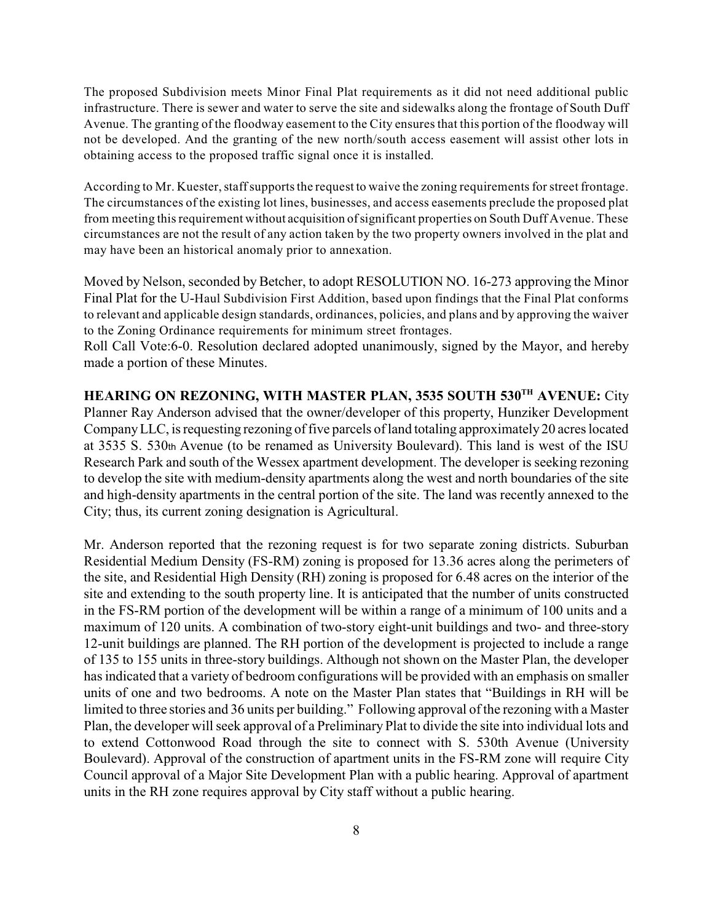The proposed Subdivision meets Minor Final Plat requirements as it did not need additional public infrastructure. There is sewer and water to serve the site and sidewalks along the frontage of South Duff Avenue. The granting of the floodway easement to the City ensures that this portion of the floodway will not be developed. And the granting of the new north/south access easement will assist other lots in obtaining access to the proposed traffic signal once it is installed.

According to Mr. Kuester, staff supports the request to waive the zoning requirements for street frontage. The circumstances of the existing lot lines, businesses, and access easements preclude the proposed plat from meeting this requirement without acquisition of significant properties on South Duff Avenue. These circumstances are not the result of any action taken by the two property owners involved in the plat and may have been an historical anomaly prior to annexation.

Moved by Nelson, seconded by Betcher, to adopt RESOLUTION NO. 16-273 approving the Minor Final Plat for the U-Haul Subdivision First Addition, based upon findings that the Final Plat conforms to relevant and applicable design standards, ordinances, policies, and plans and by approving the waiver to the Zoning Ordinance requirements for minimum street frontages.
Roll Call Vote:6-0. Resolution declared adopted unanimously, signed by the Mayor, and hereby made a portion of these Minutes.

**HEARING ON REZONING, WITH MASTER PLAN, 3535 SOUTH 530TH AVENUE:** City Planner Ray Anderson advised that the owner/developer of this property, Hunziker Development Company LLC, is requesting rezoning of five parcels of land totaling approximately 20 acres located at 3535 S. 530th Avenue (to be renamed as University Boulevard). This land is west of the ISU Research Park and south of the Wessex apartment development. The developer is seeking rezoning to develop the site with medium-density apartments along the west and north boundaries of the site and high-density apartments in the central portion of the site. The land was recently annexed to the City; thus, its current zoning designation is Agricultural.

Mr. Anderson reported that the rezoning request is for two separate zoning districts. Suburban Residential Medium Density (FS-RM) zoning is proposed for 13.36 acres along the perimeters of the site, and Residential High Density (RH) zoning is proposed for 6.48 acres on the interior of the site and extending to the south property line. It is anticipated that the number of units constructed in the FS-RM portion of the development will be within a range of a minimum of 100 units and a maximum of 120 units. A combination of two-story eight-unit buildings and two- and three-story 12-unit buildings are planned. The RH portion of the development is projected to include a range of 135 to 155 units in three-story buildings. Although not shown on the Master Plan, the developer has indicated that a variety of bedroom configurations will be provided with an emphasis on smaller units of one and two bedrooms. A note on the Master Plan states that "Buildings in RH will be limited to three stories and 36 units per building." Following approval of the rezoning with a Master Plan, the developer will seek approval of a Preliminary Plat to divide the site into individual lots and to extend Cottonwood Road through the site to connect with S. 530th Avenue (University Boulevard). Approval of the construction of apartment units in the FS-RM zone will require City Council approval of a Major Site Development Plan with a public hearing. Approval of apartment units in the RH zone requires approval by City staff without a public hearing.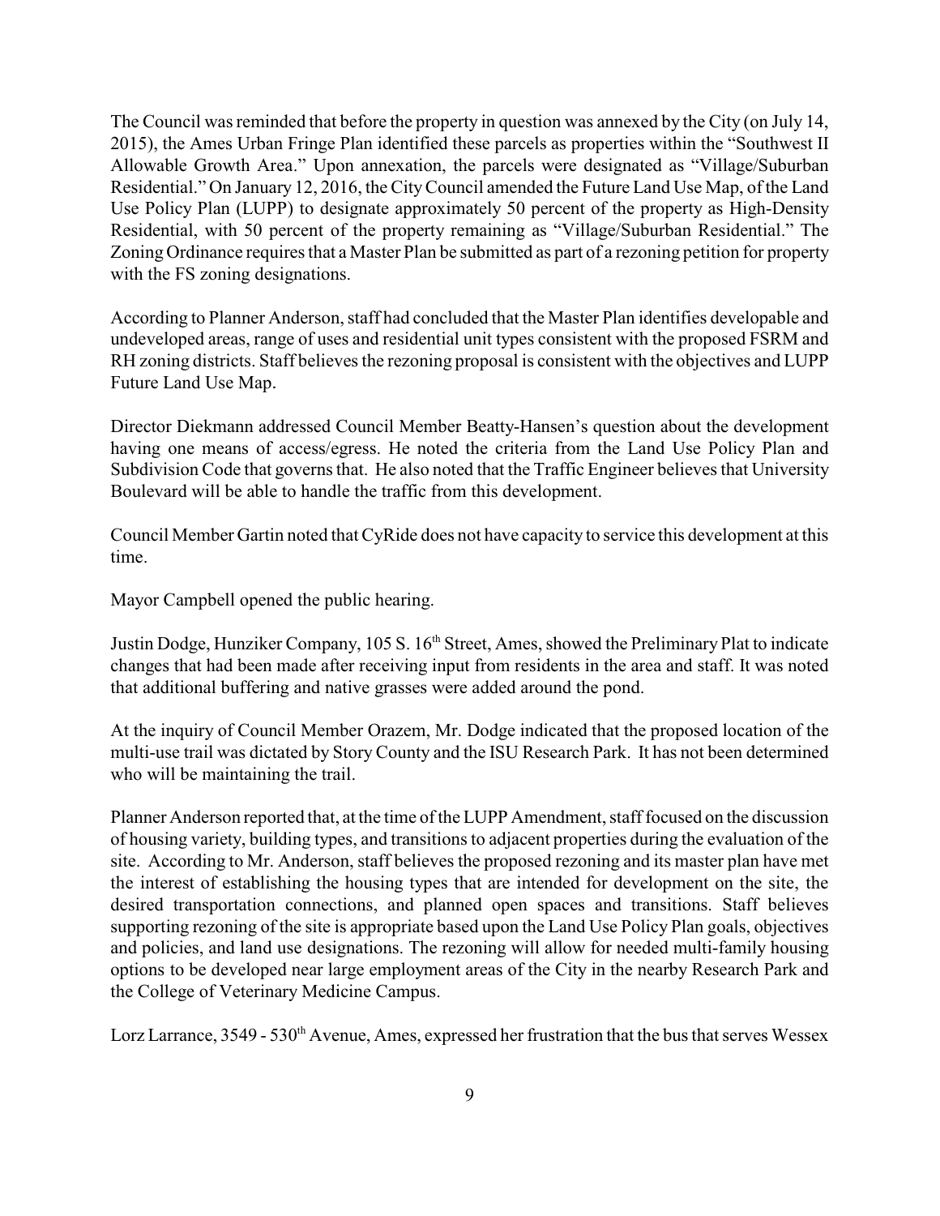The Council was reminded that before the property in question was annexed by the City (on July 14, 2015), the Ames Urban Fringe Plan identified these parcels as properties within the "Southwest II Allowable Growth Area." Upon annexation, the parcels were designated as "Village/Suburban Residential." On January 12, 2016, the City Council amended the Future Land Use Map, of the Land Use Policy Plan (LUPP) to designate approximately 50 percent of the property as High-Density Residential, with 50 percent of the property remaining as "Village/Suburban Residential." The Zoning Ordinance requires that a Master Plan be submitted as part of a rezoning petition for property with the FS zoning designations.

According to Planner Anderson, staff had concluded that the Master Plan identifies developable and undeveloped areas, range of uses and residential unit types consistent with the proposed FSRM and RH zoning districts. Staff believes the rezoning proposal is consistent with the objectives and LUPP Future Land Use Map.

Director Diekmann addressed Council Member Beatty-Hansen's question about the development having one means of access/egress. He noted the criteria from the Land Use Policy Plan and Subdivision Code that governs that. He also noted that the Traffic Engineer believes that University Boulevard will be able to handle the traffic from this development.

Council Member Gartin noted that CyRide does not have capacity to service this development at this time.

Mayor Campbell opened the public hearing.

Justin Dodge, Hunziker Company, 105 S. 16th Street, Ames, showed the Preliminary Plat to indicate changes that had been made after receiving input from residents in the area and staff. It was noted that additional buffering and native grasses were added around the pond.

At the inquiry of Council Member Orazem, Mr. Dodge indicated that the proposed location of the multi-use trail was dictated by Story County and the ISU Research Park. It has not been determined who will be maintaining the trail.

Planner Anderson reported that, at the time of the LUPP Amendment, staff focused on the discussion of housing variety, building types, and transitions to adjacent properties during the evaluation of the site. According to Mr. Anderson, staff believes the proposed rezoning and its master plan have met the interest of establishing the housing types that are intended for development on the site, the desired transportation connections, and planned open spaces and transitions. Staff believes supporting rezoning of the site is appropriate based upon the Land Use Policy Plan goals, objectives and policies, and land use designations. The rezoning will allow for needed multi-family housing options to be developed near large employment areas of the City in the nearby Research Park and the College of Veterinary Medicine Campus.

Lorz Larrance, 3549 - 530th Avenue, Ames, expressed her frustration that the bus that serves Wessex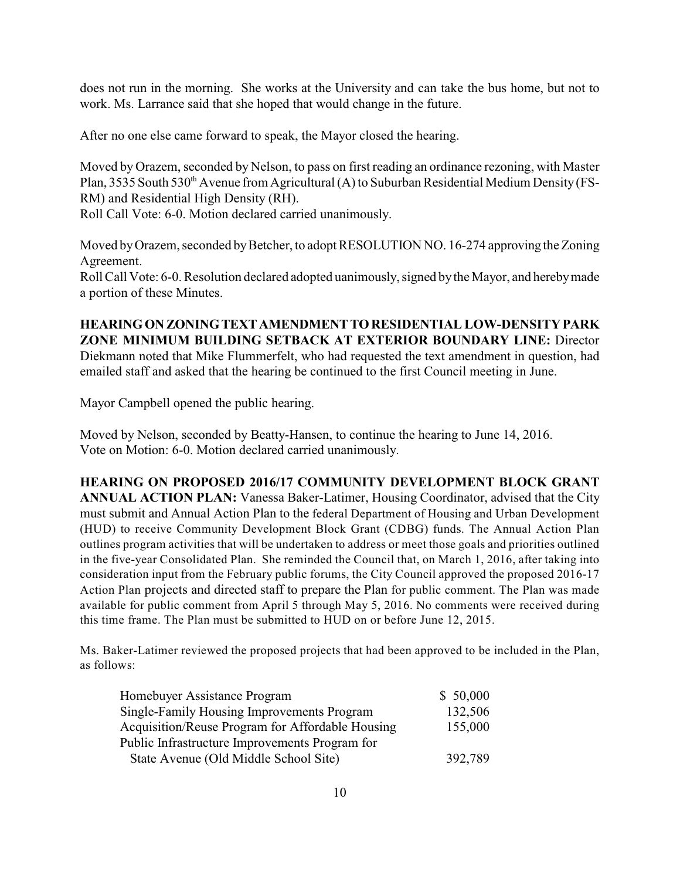does not run in the morning. She works at the University and can take the bus home, but not to work. Ms. Larrance said that she hoped that would change in the future.

After no one else came forward to speak, the Mayor closed the hearing.

Moved by Orazem, seconded by Nelson, to pass on first reading an ordinance rezoning, with Master Plan, 3535 South 530th Avenue from Agricultural (A) to Suburban Residential Medium Density (FS-RM) and Residential High Density (RH).
Roll Call Vote: 6-0. Motion declared carried unanimously.

Moved by Orazem, seconded by Betcher, to adopt RESOLUTION NO. 16-274 approving the Zoning Agreement.
Roll Call Vote: 6-0. Resolution declared adopted uanimously, signed by the Mayor, and hereby made a portion of these Minutes.

**HEARING ON ZONING TEXT AMENDMENT TO RESIDENTIAL LOW-DENSITY PARK ZONE MINIMUM BUILDING SETBACK AT EXTERIOR BOUNDARY LINE:** Director Diekmann noted that Mike Flummerfelt, who had requested the text amendment in question, had emailed staff and asked that the hearing be continued to the first Council meeting in June.

Mayor Campbell opened the public hearing.

Moved by Nelson, seconded by Beatty-Hansen, to continue the hearing to June 14, 2016.
Vote on Motion: 6-0. Motion declared carried unanimously.

**HEARING ON PROPOSED 2016/17 COMMUNITY DEVELOPMENT BLOCK GRANT ANNUAL ACTION PLAN:** Vanessa Baker-Latimer, Housing Coordinator, advised that the City must submit and Annual Action Plan to the federal Department of Housing and Urban Development (HUD) to receive Community Development Block Grant (CDBG) funds. The Annual Action Plan outlines program activities that will be undertaken to address or meet those goals and priorities outlined in the five-year Consolidated Plan. She reminded the Council that, on March 1, 2016, after taking into consideration input from the February public forums, the City Council approved the proposed 2016-17 Action Plan projects and directed staff to prepare the Plan for public comment. The Plan was made available for public comment from April 5 through May 5, 2016. No comments were received during this time frame. The Plan must be submitted to HUD on or before June 12, 2015.

Ms. Baker-Latimer reviewed the proposed projects that had been approved to be included in the Plan, as follows:

| | |
|---|---|
| Homebuyer Assistance Program | $ 50,000 |
| Single-Family Housing Improvements Program | 132,506 |
| Acquisition/Reuse Program for Affordable Housing | 155,000 |
| Public Infrastructure Improvements Program for State Avenue (Old Middle School Site) | 392,789 |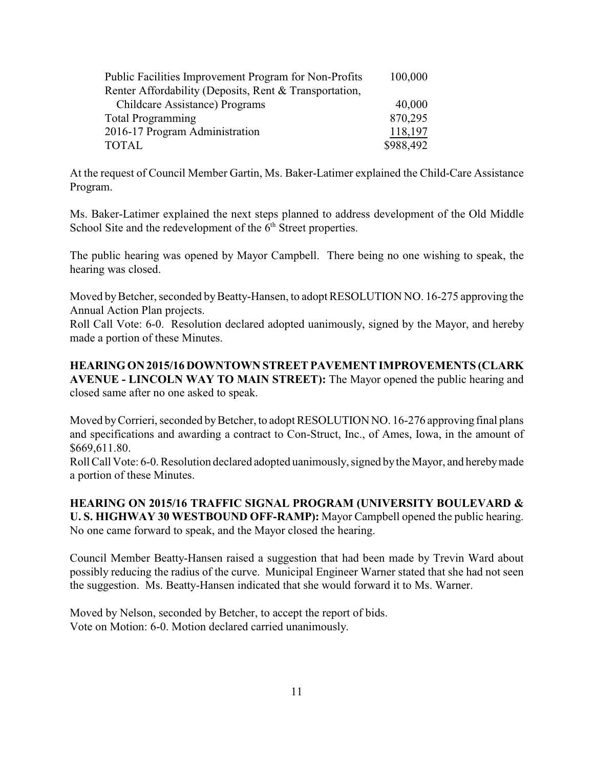| | |
|---|---|
| Public Facilities Improvement Program for Non-Profits | 100,000 |
| Renter Affordability (Deposits, Rent & Transportation, Childcare Assistance) Programs | 40,000 |
| Total Programming | 870,295 |
| 2016-17 Program Administration | 118,197 |
| TOTAL | $988,492 |

At the request of Council Member Gartin, Ms. Baker-Latimer explained the Child-Care Assistance Program.

Ms. Baker-Latimer explained the next steps planned to address development of the Old Middle School Site and the redevelopment of the 6th Street properties.

The public hearing was opened by Mayor Campbell. There being no one wishing to speak, the hearing was closed.

Moved by Betcher, seconded by Beatty-Hansen, to adopt RESOLUTION NO. 16-275 approving the Annual Action Plan projects.
Roll Call Vote: 6-0. Resolution declared adopted uanimously, signed by the Mayor, and hereby made a portion of these Minutes.

**HEARING ON 2015/16 DOWNTOWN STREET PAVEMENT IMPROVEMENTS (CLARK AVENUE - LINCOLN WAY TO MAIN STREET):** The Mayor opened the public hearing and closed same after no one asked to speak.

Moved by Corrieri, seconded by Betcher, to adopt RESOLUTION NO. 16-276 approving final plans and specifications and awarding a contract to Con-Struct, Inc., of Ames, Iowa, in the amount of $669,611.80.
Roll Call Vote: 6-0. Resolution declared adopted uanimously, signed by the Mayor, and hereby made a portion of these Minutes.

**HEARING ON 2015/16 TRAFFIC SIGNAL PROGRAM (UNIVERSITY BOULEVARD & U. S. HIGHWAY 30 WESTBOUND OFF-RAMP):** Mayor Campbell opened the public hearing. No one came forward to speak, and the Mayor closed the hearing.

Council Member Beatty-Hansen raised a suggestion that had been made by Trevin Ward about possibly reducing the radius of the curve. Municipal Engineer Warner stated that she had not seen the suggestion. Ms. Beatty-Hansen indicated that she would forward it to Ms. Warner.

Moved by Nelson, seconded by Betcher, to accept the report of bids.
Vote on Motion: 6-0. Motion declared carried unanimously.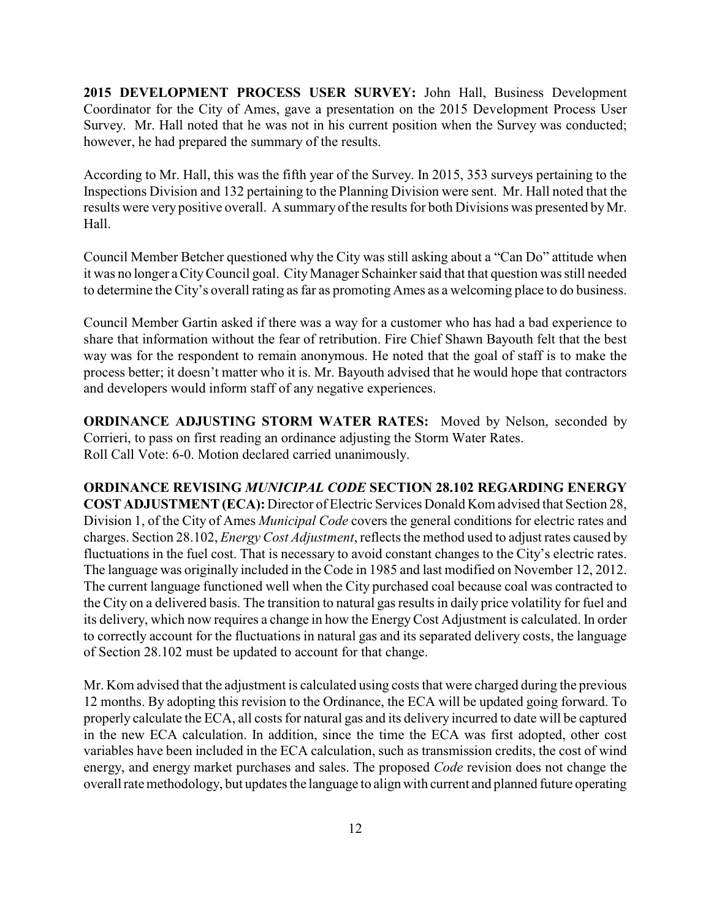**2015 DEVELOPMENT PROCESS USER SURVEY:** John Hall, Business Development Coordinator for the City of Ames, gave a presentation on the 2015 Development Process User Survey. Mr. Hall noted that he was not in his current position when the Survey was conducted; however, he had prepared the summary of the results.

According to Mr. Hall, this was the fifth year of the Survey. In 2015, 353 surveys pertaining to the Inspections Division and 132 pertaining to the Planning Division were sent. Mr. Hall noted that the results were very positive overall. A summary of the results for both Divisions was presented by Mr. Hall.

Council Member Betcher questioned why the City was still asking about a "Can Do" attitude when it was no longer a City Council goal. City Manager Schainker said that that question was still needed to determine the City's overall rating as far as promoting Ames as a welcoming place to do business.

Council Member Gartin asked if there was a way for a customer who has had a bad experience to share that information without the fear of retribution. Fire Chief Shawn Bayouth felt that the best way was for the respondent to remain anonymous. He noted that the goal of staff is to make the process better; it doesn't matter who it is. Mr. Bayouth advised that he would hope that contractors and developers would inform staff of any negative experiences.

**ORDINANCE ADJUSTING STORM WATER RATES:** Moved by Nelson, seconded by Corrieri, to pass on first reading an ordinance adjusting the Storm Water Rates.
Roll Call Vote: 6-0. Motion declared carried unanimously.

**ORDINANCE REVISING *MUNICIPAL CODE* SECTION 28.102 REGARDING ENERGY COST ADJUSTMENT (ECA):** Director of Electric Services Donald Kom advised that Section 28, Division 1, of the City of Ames *Municipal Code* covers the general conditions for electric rates and charges. Section 28.102, *Energy Cost Adjustment*, reflects the method used to adjust rates caused by fluctuations in the fuel cost. That is necessary to avoid constant changes to the City's electric rates. The language was originally included in the Code in 1985 and last modified on November 12, 2012. The current language functioned well when the City purchased coal because coal was contracted to the City on a delivered basis. The transition to natural gas results in daily price volatility for fuel and its delivery, which now requires a change in how the Energy Cost Adjustment is calculated. In order to correctly account for the fluctuations in natural gas and its separated delivery costs, the language of Section 28.102 must be updated to account for that change.

Mr. Kom advised that the adjustment is calculated using costs that were charged during the previous 12 months. By adopting this revision to the Ordinance, the ECA will be updated going forward. To properly calculate the ECA, all costs for natural gas and its delivery incurred to date will be captured in the new ECA calculation. In addition, since the time the ECA was first adopted, other cost variables have been included in the ECA calculation, such as transmission credits, the cost of wind energy, and energy market purchases and sales. The proposed *Code* revision does not change the overall rate methodology, but updates the language to align with current and planned future operating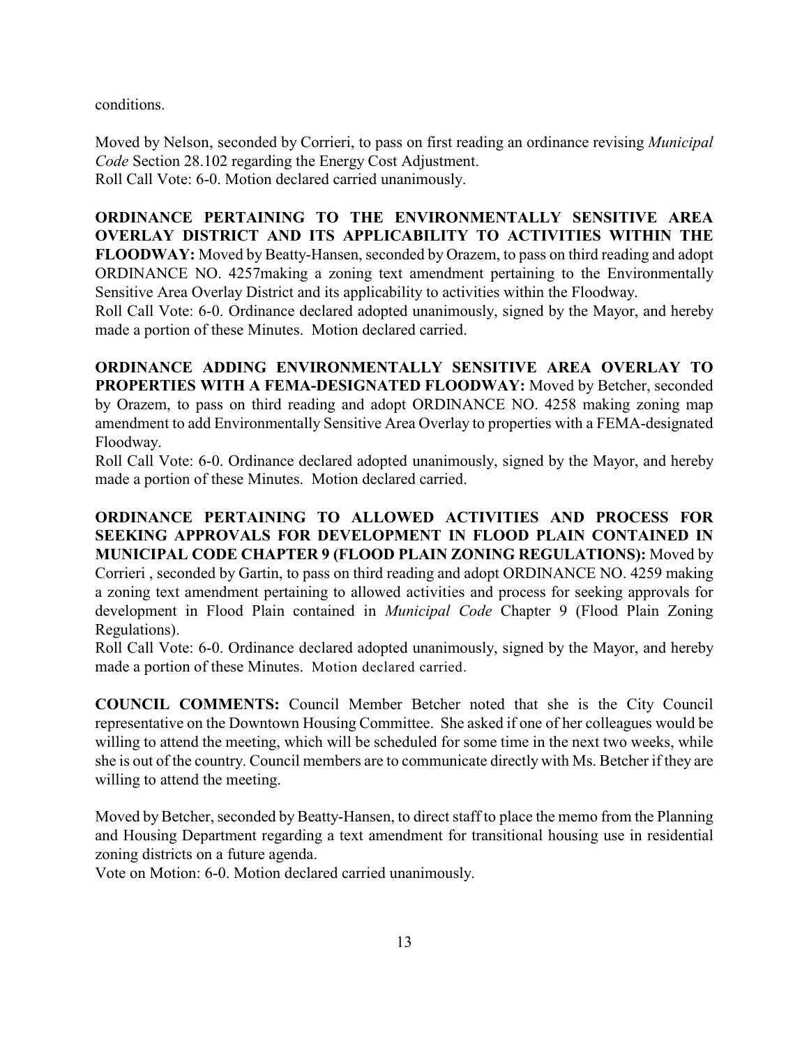conditions.

Moved by Nelson, seconded by Corrieri, to pass on first reading an ordinance revising *Municipal Code* Section 28.102 regarding the Energy Cost Adjustment.
Roll Call Vote: 6-0. Motion declared carried unanimously.

**ORDINANCE PERTAINING TO THE ENVIRONMENTALLY SENSITIVE AREA OVERLAY DISTRICT AND ITS APPLICABILITY TO ACTIVITIES WITHIN THE FLOODWAY:** Moved by Beatty-Hansen, seconded by Orazem, to pass on third reading and adopt ORDINANCE NO. 4257making a zoning text amendment pertaining to the Environmentally Sensitive Area Overlay District and its applicability to activities within the Floodway.
Roll Call Vote: 6-0. Ordinance declared adopted unanimously, signed by the Mayor, and hereby made a portion of these Minutes. Motion declared carried.

**ORDINANCE ADDING ENVIRONMENTALLY SENSITIVE AREA OVERLAY TO PROPERTIES WITH A FEMA-DESIGNATED FLOODWAY:** Moved by Betcher, seconded by Orazem, to pass on third reading and adopt ORDINANCE NO. 4258 making zoning map amendment to add Environmentally Sensitive Area Overlay to properties with a FEMA-designated Floodway.
Roll Call Vote: 6-0. Ordinance declared adopted unanimously, signed by the Mayor, and hereby made a portion of these Minutes. Motion declared carried.

**ORDINANCE PERTAINING TO ALLOWED ACTIVITIES AND PROCESS FOR SEEKING APPROVALS FOR DEVELOPMENT IN FLOOD PLAIN CONTAINED IN MUNICIPAL CODE CHAPTER 9 (FLOOD PLAIN ZONING REGULATIONS):** Moved by Corrieri , seconded by Gartin, to pass on third reading and adopt ORDINANCE NO. 4259 making a zoning text amendment pertaining to allowed activities and process for seeking approvals for development in Flood Plain contained in *Municipal Code* Chapter 9 (Flood Plain Zoning Regulations).
Roll Call Vote: 6-0. Ordinance declared adopted unanimously, signed by the Mayor, and hereby made a portion of these Minutes. Motion declared carried.

**COUNCIL COMMENTS:** Council Member Betcher noted that she is the City Council representative on the Downtown Housing Committee. She asked if one of her colleagues would be willing to attend the meeting, which will be scheduled for some time in the next two weeks, while she is out of the country. Council members are to communicate directly with Ms. Betcher if they are willing to attend the meeting.

Moved by Betcher, seconded by Beatty-Hansen, to direct staff to place the memo from the Planning and Housing Department regarding a text amendment for transitional housing use in residential zoning districts on a future agenda.
Vote on Motion: 6-0. Motion declared carried unanimously.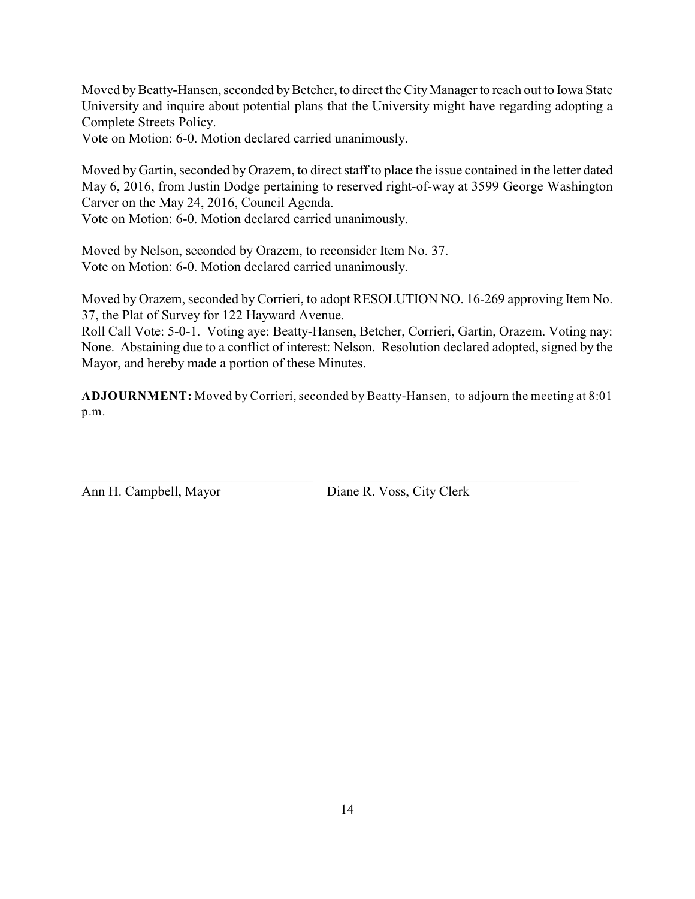Moved by Beatty-Hansen, seconded by Betcher, to direct the City Manager to reach out to Iowa State University and inquire about potential plans that the University might have regarding adopting a Complete Streets Policy.
Vote on Motion: 6-0. Motion declared carried unanimously.

Moved by Gartin, seconded by Orazem, to direct staff to place the issue contained in the letter dated May 6, 2016, from Justin Dodge pertaining to reserved right-of-way at 3599 George Washington Carver on the May 24, 2016, Council Agenda.
Vote on Motion: 6-0. Motion declared carried unanimously.

Moved by Nelson, seconded by Orazem, to reconsider Item No. 37.
Vote on Motion: 6-0. Motion declared carried unanimously.

Moved by Orazem, seconded by Corrieri, to adopt RESOLUTION NO. 16-269 approving Item No. 37, the Plat of Survey for 122 Hayward Avenue.
Roll Call Vote: 5-0-1. Voting aye: Beatty-Hansen, Betcher, Corrieri, Gartin, Orazem. Voting nay: None. Abstaining due to a conflict of interest: Nelson. Resolution declared adopted, signed by the Mayor, and hereby made a portion of these Minutes.

**ADJOURNMENT:** Moved by Corrieri, seconded by Beatty-Hansen, to adjourn the meeting at 8:01 p.m.

\_\_\_\_\_\_\_\_\_\_\_\_\_\_\_\_\_\_\_\_\_\_\_\_\_\_\_\_\_\_\_\_\_ \_\_\_\_\_\_\_\_\_\_\_\_\_\_\_\_\_\_\_\_\_\_\_\_\_\_\_\_\_\_\_\_\_\_\_\_\_

Ann H. Campbell, Mayor          Diane R. Voss, City Clerk